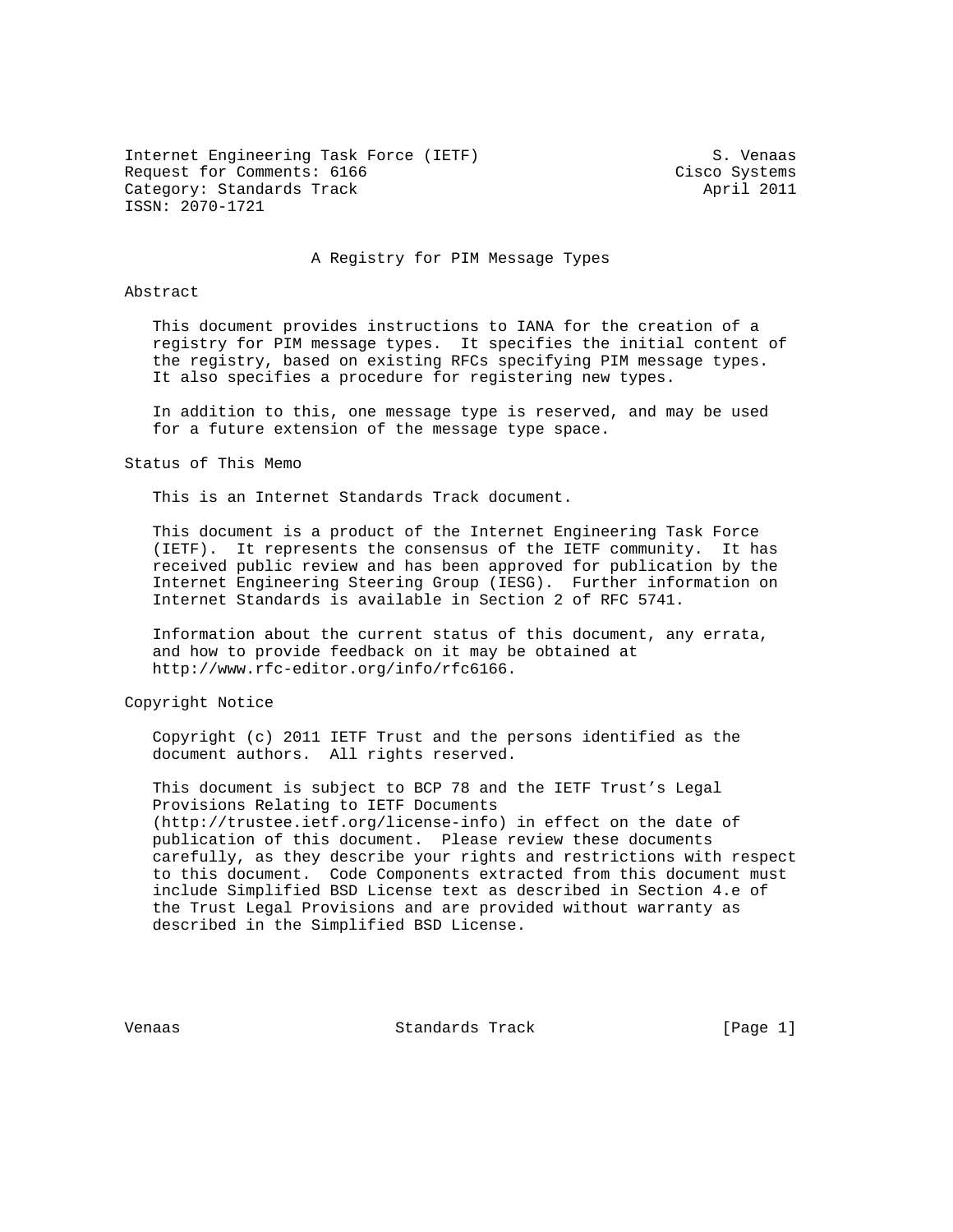Internet Engineering Task Force (IETF) S. Venaas
Request for Comments: 6166 Cisco Systems
Category: Standards Track April 2011
ISSN: 2070-1721

# A Registry for PIM Message Types

## Abstract

This document provides instructions to IANA for the creation of a registry for PIM message types. It specifies the initial content of the registry, based on existing RFCs specifying PIM message types. It also specifies a procedure for registering new types.

In addition to this, one message type is reserved, and may be used for a future extension of the message type space.

## Status of This Memo

This is an Internet Standards Track document.

This document is a product of the Internet Engineering Task Force (IETF). It represents the consensus of the IETF community. It has received public review and has been approved for publication by the Internet Engineering Steering Group (IESG). Further information on Internet Standards is available in Section 2 of RFC 5741.

Information about the current status of this document, any errata, and how to provide feedback on it may be obtained at http://www.rfc-editor.org/info/rfc6166.

## Copyright Notice

Copyright (c) 2011 IETF Trust and the persons identified as the document authors. All rights reserved.

This document is subject to BCP 78 and the IETF Trust's Legal Provisions Relating to IETF Documents (http://trustee.ietf.org/license-info) in effect on the date of publication of this document. Please review these documents carefully, as they describe your rights and restrictions with respect to this document. Code Components extracted from this document must include Simplified BSD License text as described in Section 4.e of the Trust Legal Provisions and are provided without warranty as described in the Simplified BSD License.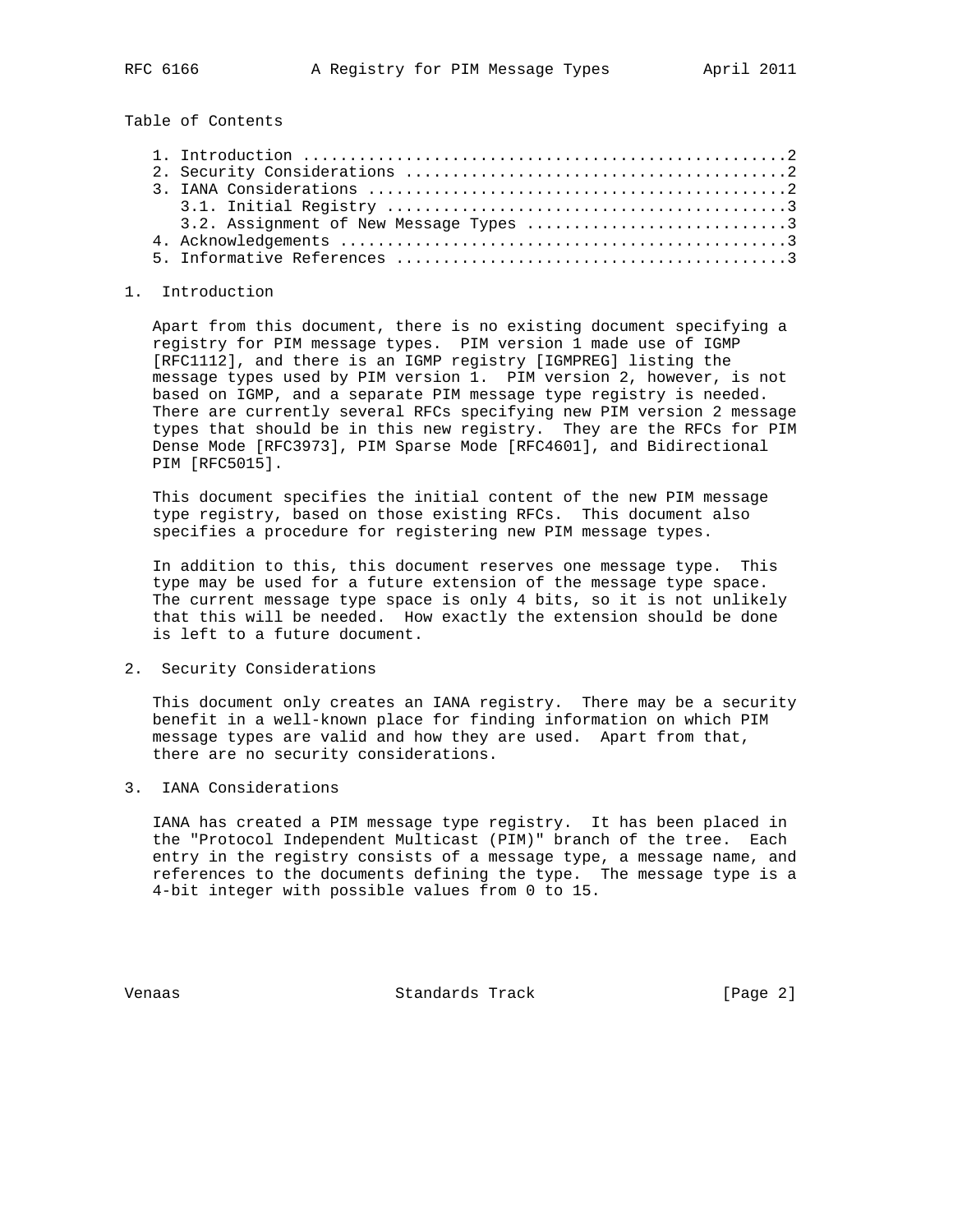Table of Contents

1. Introduction ....................................................2
2. Security Considerations ........................................2
3. IANA Considerations ............................................2
   3.1. Initial Registry ..........................................3
   3.2. Assignment of New Message Types ...........................3
4. Acknowledgements ...............................................3
5. Informative References .........................................3

## 1. Introduction

Apart from this document, there is no existing document specifying a registry for PIM message types. PIM version 1 made use of IGMP [RFC1112], and there is an IGMP registry [IGMPREG] listing the message types used by PIM version 1. PIM version 2, however, is not based on IGMP, and a separate PIM message type registry is needed. There are currently several RFCs specifying new PIM version 2 message types that should be in this new registry. They are the RFCs for PIM Dense Mode [RFC3973], PIM Sparse Mode [RFC4601], and Bidirectional PIM [RFC5015].

This document specifies the initial content of the new PIM message type registry, based on those existing RFCs. This document also specifies a procedure for registering new PIM message types.

In addition to this, this document reserves one message type. This type may be used for a future extension of the message type space. The current message type space is only 4 bits, so it is not unlikely that this will be needed. How exactly the extension should be done is left to a future document.

## 2. Security Considerations

This document only creates an IANA registry. There may be a security benefit in a well-known place for finding information on which PIM message types are valid and how they are used. Apart from that, there are no security considerations.

## 3. IANA Considerations

IANA has created a PIM message type registry. It has been placed in the "Protocol Independent Multicast (PIM)" branch of the tree. Each entry in the registry consists of a message type, a message name, and references to the documents defining the type. The message type is a 4-bit integer with possible values from 0 to 15.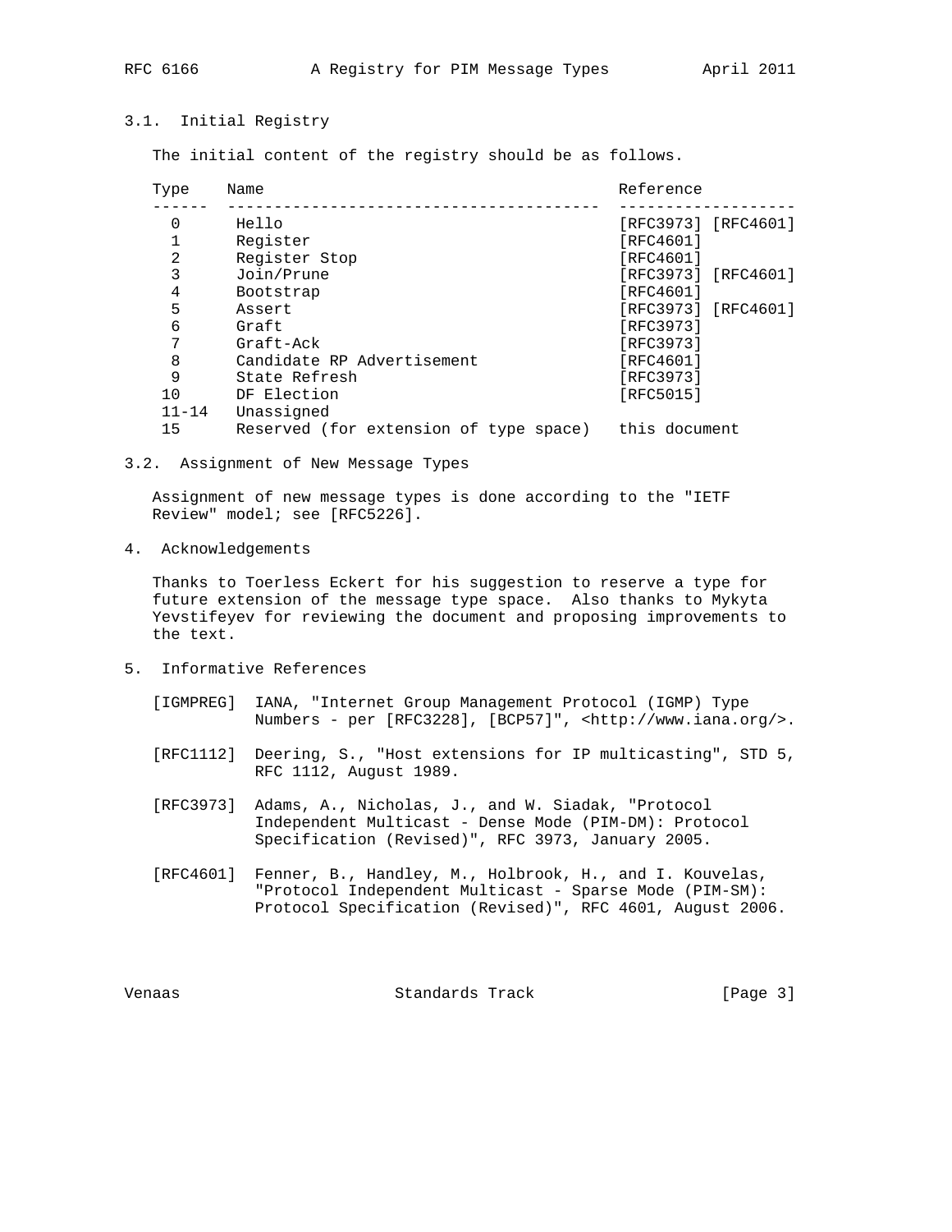### 3.1. Initial Registry

The initial content of the registry should be as follows.

| Type | Name | Reference |
|---|---|---|
| 0 | Hello | [RFC3973] [RFC4601] |
| 1 | Register | [RFC4601] |
| 2 | Register Stop | [RFC4601] |
| 3 | Join/Prune | [RFC3973] [RFC4601] |
| 4 | Bootstrap | [RFC4601] |
| 5 | Assert | [RFC3973] [RFC4601] |
| 6 | Graft | [RFC3973] |
| 7 | Graft-Ack | [RFC3973] |
| 8 | Candidate RP Advertisement | [RFC4601] |
| 9 | State Refresh | [RFC3973] |
| 10 | DF Election | [RFC5015] |
| 11-14 | Unassigned | |
| 15 | Reserved (for extension of type space) | this document |

### 3.2. Assignment of New Message Types

Assignment of new message types is done according to the "IETF Review" model; see [RFC5226].

## 4. Acknowledgements

Thanks to Toerless Eckert for his suggestion to reserve a type for future extension of the message type space. Also thanks to Mykyta Yevstifeyev for reviewing the document and proposing improvements to the text.

## 5. Informative References

[IGMPREG] IANA, "Internet Group Management Protocol (IGMP) Type Numbers - per [RFC3228], [BCP57]", <http://www.iana.org/>.

[RFC1112] Deering, S., "Host extensions for IP multicasting", STD 5, RFC 1112, August 1989.

[RFC3973] Adams, A., Nicholas, J., and W. Siadak, "Protocol Independent Multicast - Dense Mode (PIM-DM): Protocol Specification (Revised)", RFC 3973, January 2005.

[RFC4601] Fenner, B., Handley, M., Holbrook, H., and I. Kouvelas, "Protocol Independent Multicast - Sparse Mode (PIM-SM): Protocol Specification (Revised)", RFC 4601, August 2006.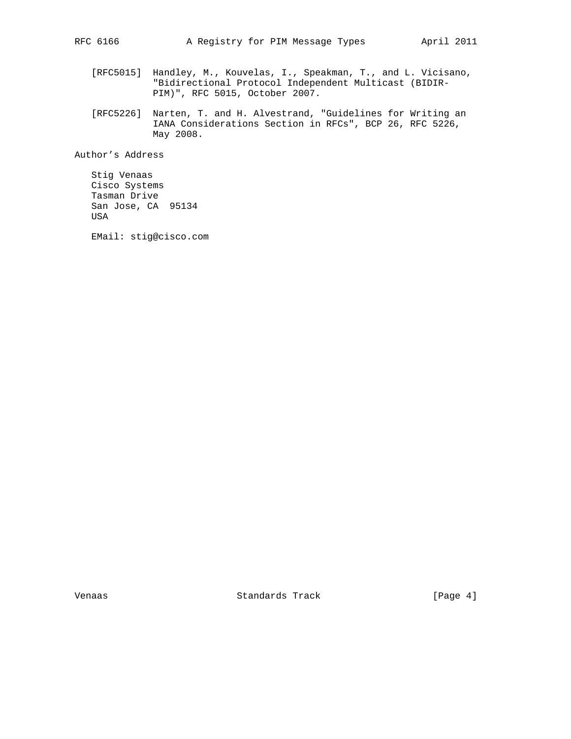[RFC5015] Handley, M., Kouvelas, I., Speakman, T., and L. Vicisano, "Bidirectional Protocol Independent Multicast (BIDIR-PIM)", RFC 5015, October 2007.

[RFC5226] Narten, T. and H. Alvestrand, "Guidelines for Writing an IANA Considerations Section in RFCs", BCP 26, RFC 5226, May 2008.

## Author's Address

Stig Venaas
Cisco Systems
Tasman Drive
San Jose, CA 95134
USA

EMail: stig@cisco.com